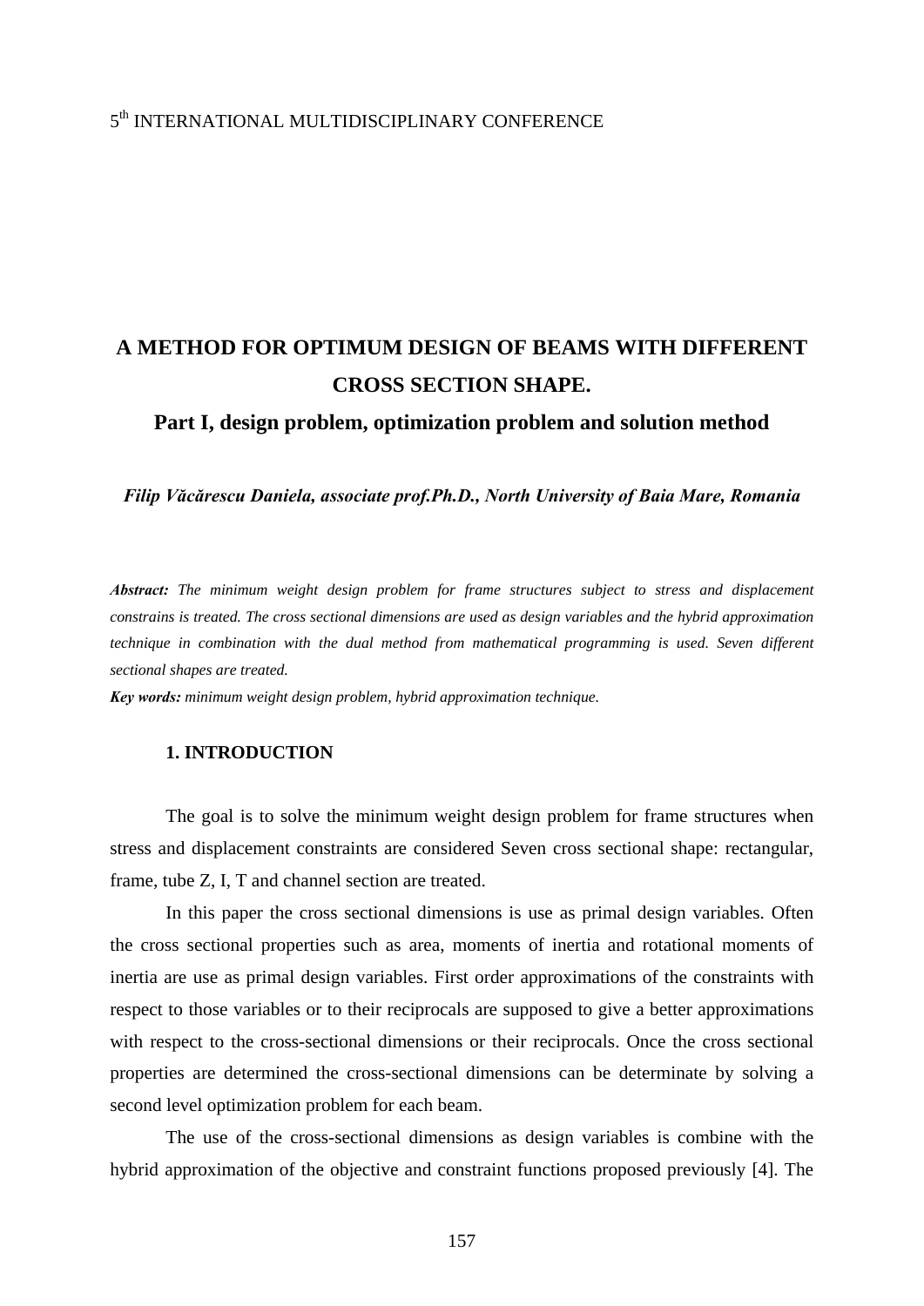5th INTERNATIONAL MULTIDISCIPLINARY CONFERENCE

# A METHOD FOR OPTIMUM DESIGN OF BEAMS WITH DIFFERENT CROSS SECTION SHAPE.

## Part I, design problem, optimization problem and solution method

***Filip Văcărescu Daniela, associate prof.Ph.D., North University of Baia Mare, Romania***

***Abstract:*** *The minimum weight design problem for frame structures subject to stress and displacement constrains is treated. The cross sectional dimensions are used as design variables and the hybrid approximation technique in combination with the dual method from mathematical programming is used. Seven different sectional shapes are treated.*

***Key words:*** *minimum weight design problem, hybrid approximation technique.*

### 1. INTRODUCTION

The goal is to solve the minimum weight design problem for frame structures when stress and displacement constraints are considered Seven cross sectional shape: rectangular, frame, tube Z, I, T and channel section are treated.

In this paper the cross sectional dimensions is use as primal design variables. Often the cross sectional properties such as area, moments of inertia and rotational moments of inertia are use as primal design variables. First order approximations of the constraints with respect to those variables or to their reciprocals are supposed to give a better approximations with respect to the cross-sectional dimensions or their reciprocals. Once the cross sectional properties are determined the cross-sectional dimensions can be determinate by solving a second level optimization problem for each beam.

The use of the cross-sectional dimensions as design variables is combine with the hybrid approximation of the objective and constraint functions proposed previously [4]. The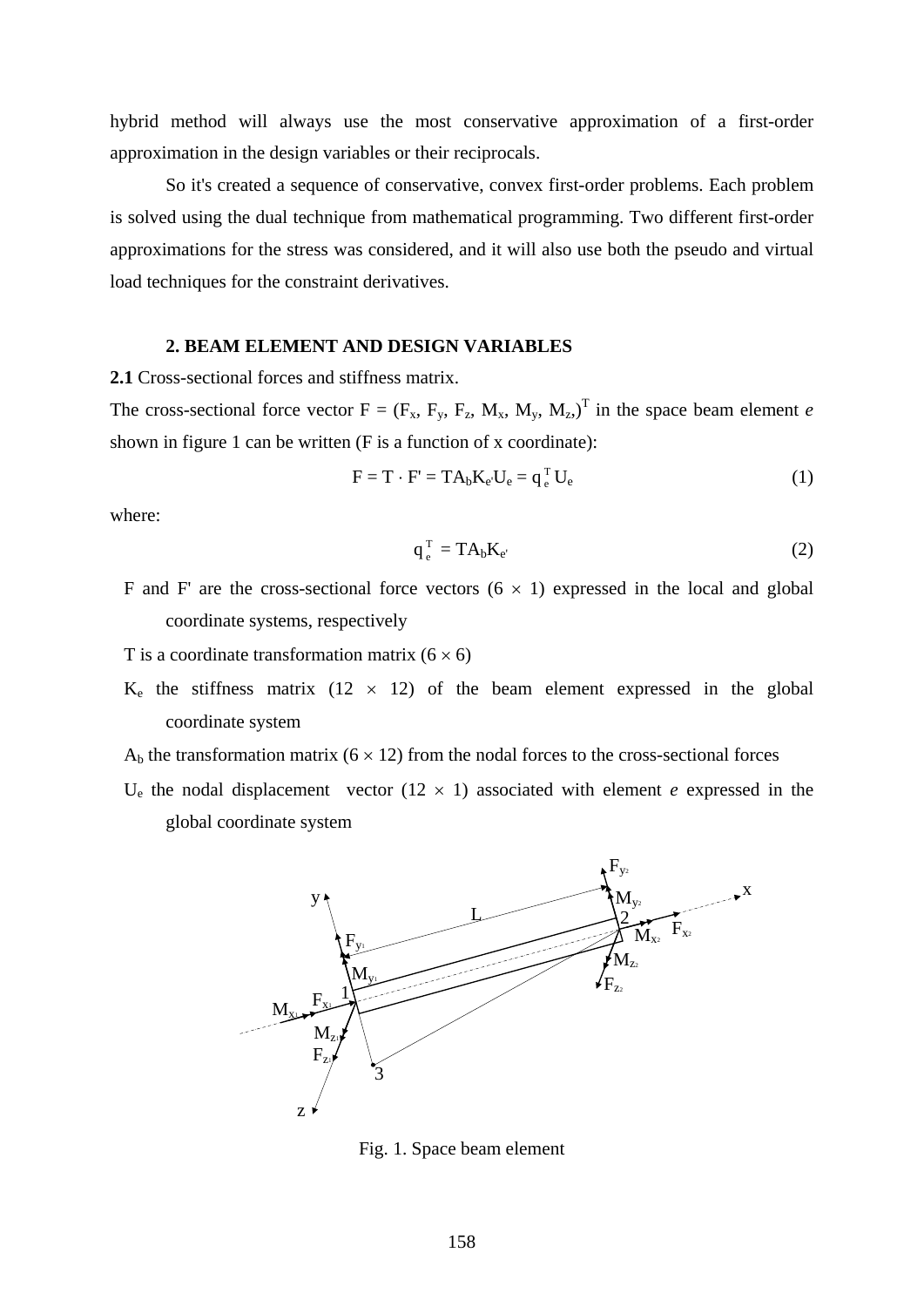hybrid method will always use the most conservative approximation of a first-order approximation in the design variables or their reciprocals.

So it's created a sequence of conservative, convex first-order problems. Each problem is solved using the dual technique from mathematical programming. Two different first-order approximations for the stress was considered, and it will also use both the pseudo and virtual load techniques for the constraint derivatives.

## 2. BEAM ELEMENT AND DESIGN VARIABLES

**2.1** Cross-sectional forces and stiffness matrix.

The cross-sectional force vector $F = (F_x, F_y, F_z, M_x, M_y, M_z,)^T$ in the space beam element *e* shown in figure 1 can be written (F is a function of x coordinate):

$$F = T \cdot F' = TA_bK_{e'}U_e = q_e^T U_e \tag{1}$$

where:

$$q_e^T = TA_bK_{e'} \tag{2}$$

- F and F' are the cross-sectional force vectors ($6 \times 1$) expressed in the local and global coordinate systems, respectively
- T is a coordinate transformation matrix ($6 \times 6$)
- $K_e$ the stiffness matrix ($12 \times 12$) of the beam element expressed in the global coordinate system
- $A_b$ the transformation matrix ($6 \times 12$) from the nodal forces to the cross-sectional forces
- $U_e$ the nodal displacement vector ($12 \times 1$) associated with element *e* expressed in the global coordinate system

Fig. 1. Space beam element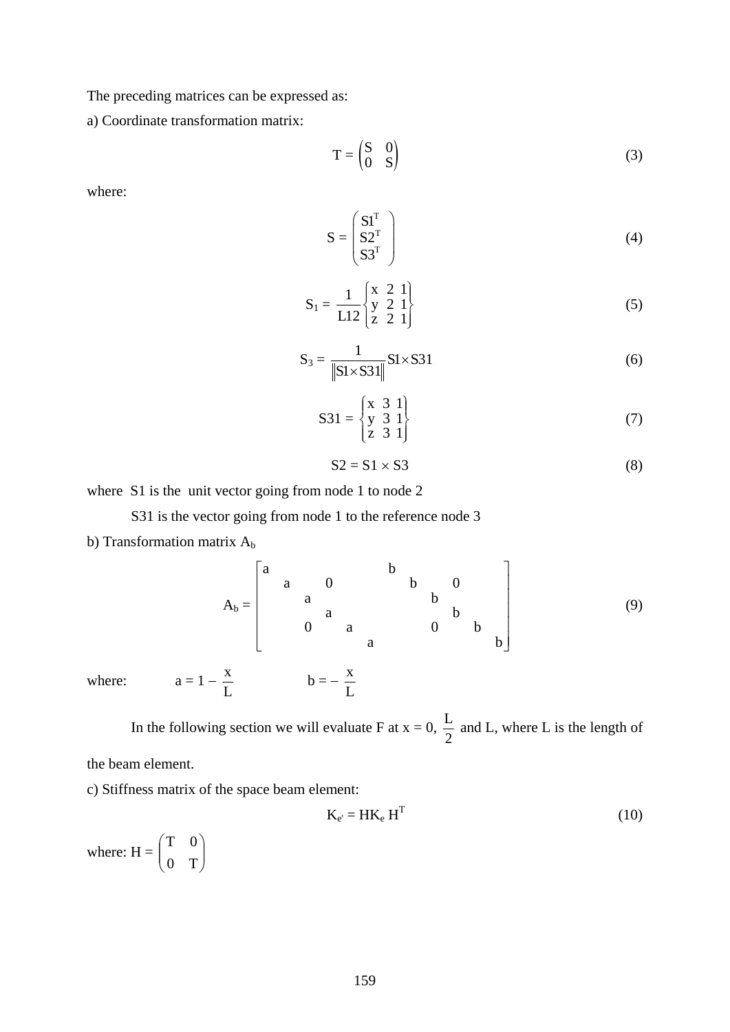The preceding matrices can be expressed as:

a) Coordinate transformation matrix:

$$T = \begin{pmatrix} S & 0 \\ 0 & S \end{pmatrix} \tag{3}$$

where:

$$S = \begin{pmatrix} S1^T \\ S2^T \\ S3^T \end{pmatrix} \tag{4}$$

$$S_1 = \frac{1}{L12}\begin{Bmatrix} x\ 2\ 1 \\ y\ 2\ 1 \\ z\ 2\ 1 \end{Bmatrix} \tag{5}$$

$$S_3 = \frac{1}{\left\| S1 \times S31 \right\|} S1 \times S31 \tag{6}$$

$$S31 = \begin{Bmatrix} x\ 3\ 1 \\ y\ 3\ 1 \\ z\ 3\ 1 \end{Bmatrix} \tag{7}$$

$$S2 = S1 \times S3 \tag{8}$$

where S1 is the unit vector going from node 1 to node 2

S31 is the vector going from node 1 to the reference node 3

b) Transformation matrix $A_b$

$$A_b = \begin{bmatrix} a & & & & & & b & & & & & \\ & a & & 0 & & & & b & & 0 & & \\ & & a & & & & & & b & & & \\ & & & a & & & & & & b & & \\ & & 0 & & a & & & & 0 & & b & \\ & & & & & a & & & & & & b \end{bmatrix} \tag{9}$$

where: $a = 1 - \frac{x}{L}$ $\qquad b = -\frac{x}{L}$

In the following section we will evaluate F at x = 0, $\frac{L}{2}$ and L, where L is the length of the beam element.

c) Stiffness matrix of the space beam element:

$$K_{e'} = HK_e\, H^T \tag{10}$$

where: $H = \begin{pmatrix} T & 0 \\ 0 & T \end{pmatrix}$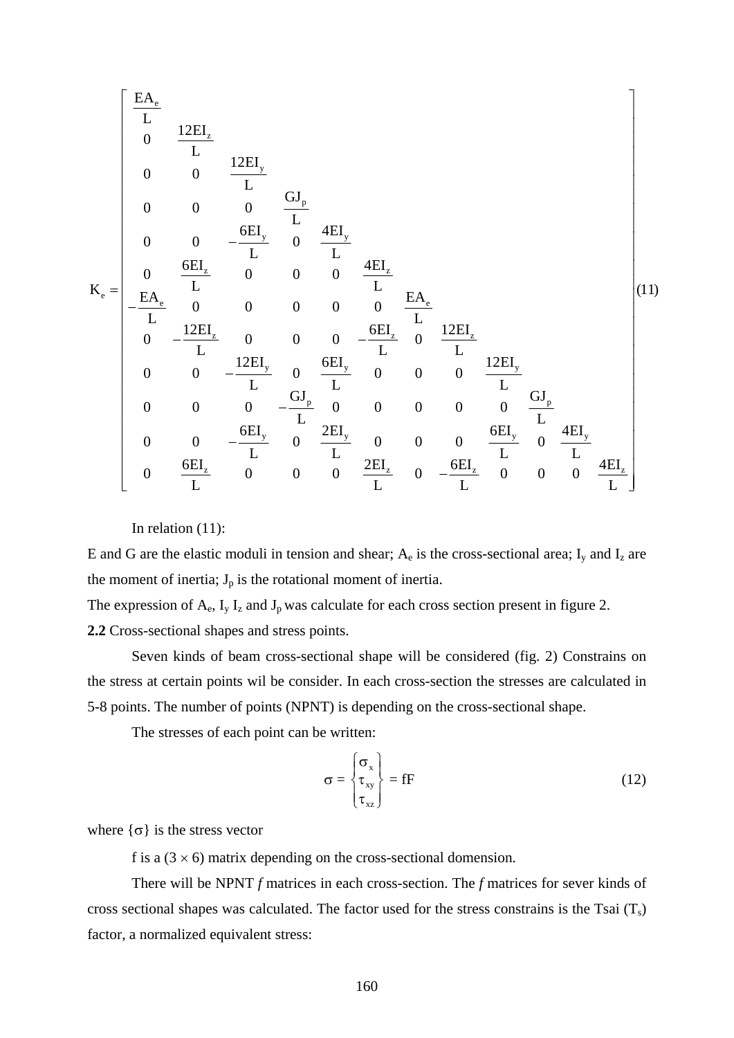$$
K_e = \begin{bmatrix}
\frac{EA_e}{L} & & & & & & & & & & & \\
0 & \frac{12EI_z}{L} & & & & & & & & & & \\
0 & 0 & \frac{12EI_y}{L} & & & & & & & & & \\
0 & 0 & 0 & \frac{GJ_p}{L} & & & & & & & & \\
0 & 0 & -\frac{6EI_y}{L} & 0 & \frac{4EI_y}{L} & & & & & & & \\
0 & \frac{6EI_z}{L} & 0 & 0 & 0 & \frac{4EI_z}{L} & & & & & & \\
-\frac{EA_e}{L} & 0 & 0 & 0 & 0 & 0 & \frac{EA_e}{L} & & & & & \\
0 & -\frac{12EI_z}{L} & 0 & 0 & 0 & -\frac{6EI_z}{L} & 0 & \frac{12EI_z}{L} & & & & \\
0 & 0 & -\frac{12EI_y}{L} & 0 & \frac{6EI_y}{L} & 0 & 0 & 0 & \frac{12EI_y}{L} & & & \\
0 & 0 & 0 & -\frac{GJ_p}{L} & 0 & 0 & 0 & 0 & 0 & \frac{GJ_p}{L} & & \\
0 & 0 & -\frac{6EI_y}{L} & 0 & \frac{2EI_y}{L} & 0 & 0 & 0 & \frac{6EI_y}{L} & 0 & \frac{4EI_y}{L} & \\
0 & \frac{6EI_z}{L} & 0 & 0 & 0 & \frac{2EI_z}{L} & 0 & -\frac{6EI_z}{L} & 0 & 0 & 0 & \frac{4EI_z}{L}
\end{bmatrix} \quad (11)
$$

In relation (11):

E and G are the elastic moduli in tension and shear; $A_e$ is the cross-sectional area; $I_y$ and $I_z$ are the moment of inertia; $J_p$ is the rotational moment of inertia.

The expression of $A_e$, $I_y$ $I_z$ and $J_p$ was calculate for each cross section present in figure 2.

**2.2** Cross-sectional shapes and stress points.

Seven kinds of beam cross-sectional shape will be considered (fig. 2) Constrains on the stress at certain points wil be consider. In each cross-section the stresses are calculated in 5-8 points. The number of points (NPNT) is depending on the cross-sectional shape.

The stresses of each point can be written:

$$
\sigma = \begin{Bmatrix} \sigma_x \\ \tau_{xy} \\ \tau_{xz} \end{Bmatrix} = fF \quad (12)
$$

where $\{\sigma\}$ is the stress vector

f is a $(3 \times 6)$ matrix depending on the cross-sectional domension.

There will be NPNT *f* matrices in each cross-section. The *f* matrices for sever kinds of cross sectional shapes was calculated. The factor used for the stress constrains is the Tsai ($T_s$) factor, a normalized equivalent stress: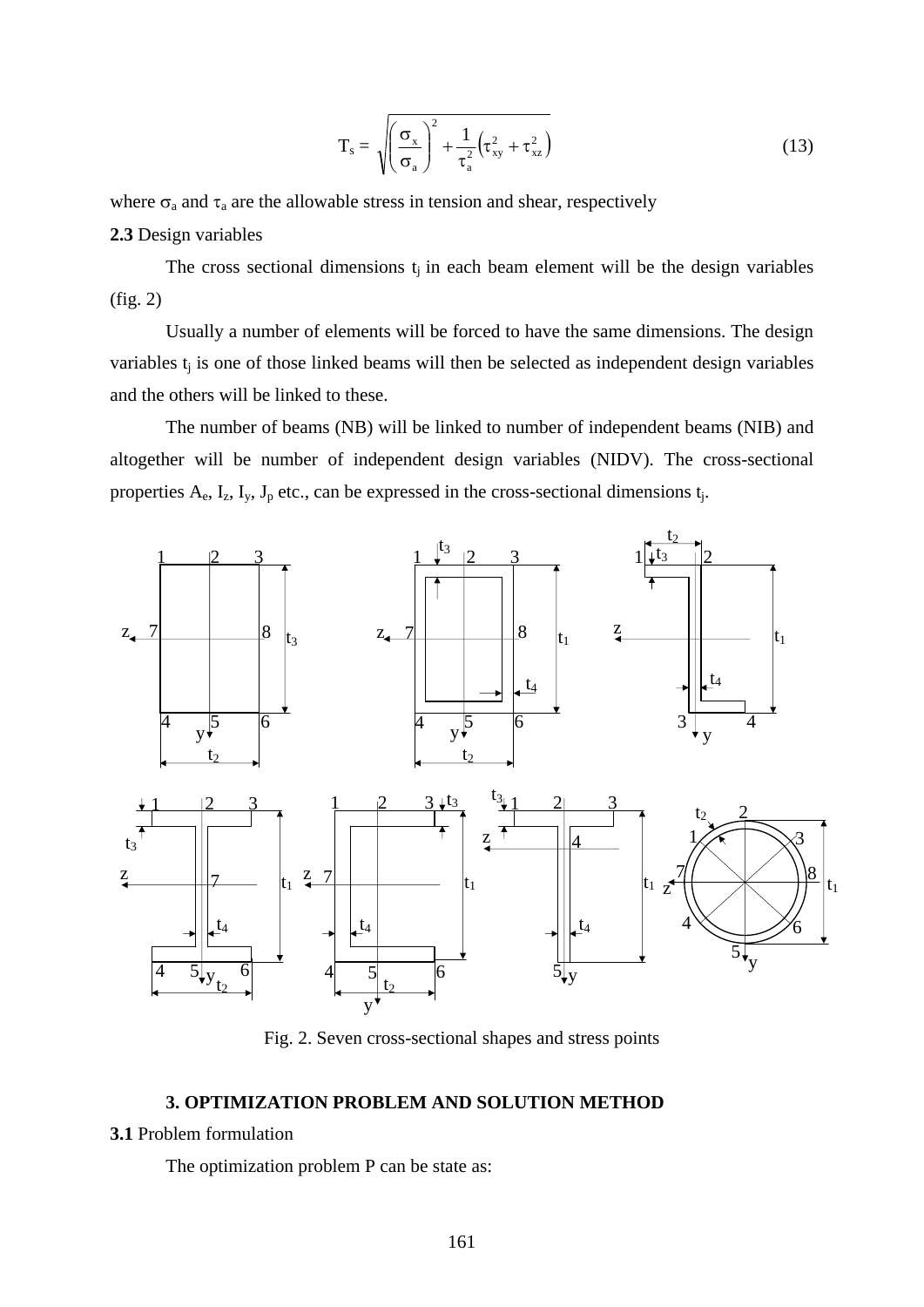$$T_s = \sqrt{\left(\frac{\sigma_x}{\sigma_a}\right)^2 + \frac{1}{\tau_a^2}\left(\tau_{xy}^2 + \tau_{xz}^2\right)} \tag{13}$$

where $\sigma_a$ and $\tau_a$ are the allowable stress in tension and shear, respectively

**2.3** Design variables

The cross sectional dimensions $t_j$ in each beam element will be the design variables (fig. 2)

Usually a number of elements will be forced to have the same dimensions. The design variables $t_j$ is one of those linked beams will then be selected as independent design variables and the others will be linked to these.

The number of beams (NB) will be linked to number of independent beams (NIB) and altogether will be number of independent design variables (NIDV). The cross-sectional properties $A_e$, $I_z$, $I_y$, $J_p$ etc., can be expressed in the cross-sectional dimensions $t_j$.

Fig. 2. Seven cross-sectional shapes and stress points

### 3. OPTIMIZATION PROBLEM AND SOLUTION METHOD

**3.1** Problem formulation

The optimization problem P can be state as: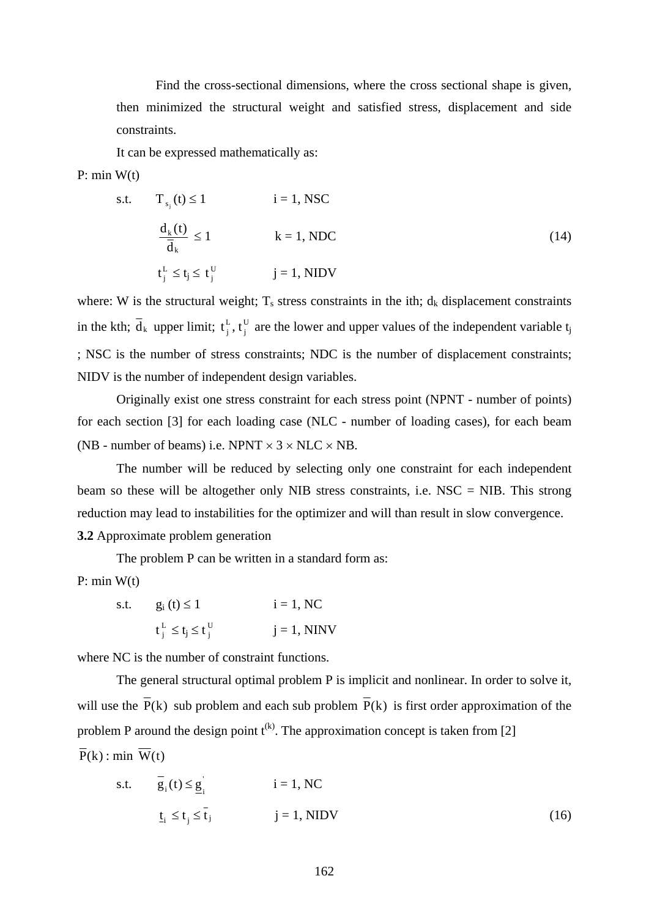Find the cross-sectional dimensions, where the cross sectional shape is given, then minimized the structural weight and satisfied stress, displacement and side constraints.

It can be expressed mathematically as:

P: min W(t)

$$
\begin{aligned}
\text{s.t.} \quad & T_{s_j}(t) \le 1 && i = 1, NSC \\
& \frac{d_k(t)}{\bar{d}_k} \le 1 && k = 1, NDC \\
& t_j^L \le t_j \le t_j^U && j = 1, NIDV
\end{aligned}
\tag{14}
$$

where: W is the structural weight; $T_s$ stress constraints in the ith; $d_k$ displacement constraints in the kth; $\bar{d}_k$ upper limit; $t_j^L, t_j^U$ are the lower and upper values of the independent variable $t_j$ ; NSC is the number of stress constraints; NDC is the number of displacement constraints; NIDV is the number of independent design variables.

Originally exist one stress constraint for each stress point (NPNT - number of points) for each section [3] for each loading case (NLC - number of loading cases), for each beam (NB - number of beams) i.e. NPNT $\times$ 3 $\times$ NLC $\times$ NB.

The number will be reduced by selecting only one constraint for each independent beam so these will be altogether only NIB stress constraints, i.e. NSC = NIB. This strong reduction may lead to instabilities for the optimizer and will than result in slow convergence.

**3.2** Approximate problem generation

The problem P can be written in a standard form as:

P: min W(t)

$$
\begin{aligned}
\text{s.t.} \quad & g_i(t) \le 1 && i = 1, NC \\
& t_j^L \le t_j \le t_j^U && j = 1, NINV
\end{aligned}
$$

where NC is the number of constraint functions.

The general structural optimal problem P is implicit and nonlinear. In order to solve it, will use the $\bar{P}(k)$ sub problem and each sub problem $\bar{P}(k)$ is first order approximation of the problem P around the design point $t^{(k)}$. The approximation concept is taken from [2]

$\bar{P}(k)$ : min $\bar{W}(t)$

$$
\begin{aligned}
\text{s.t.} \quad & \bar{g}_i(t) \le \underline{g}_i' && i = 1, NC \\
& \underline{t}_i \le t_j \le \bar{t}_j && j = 1, NIDV
\end{aligned}
\tag{16}
$$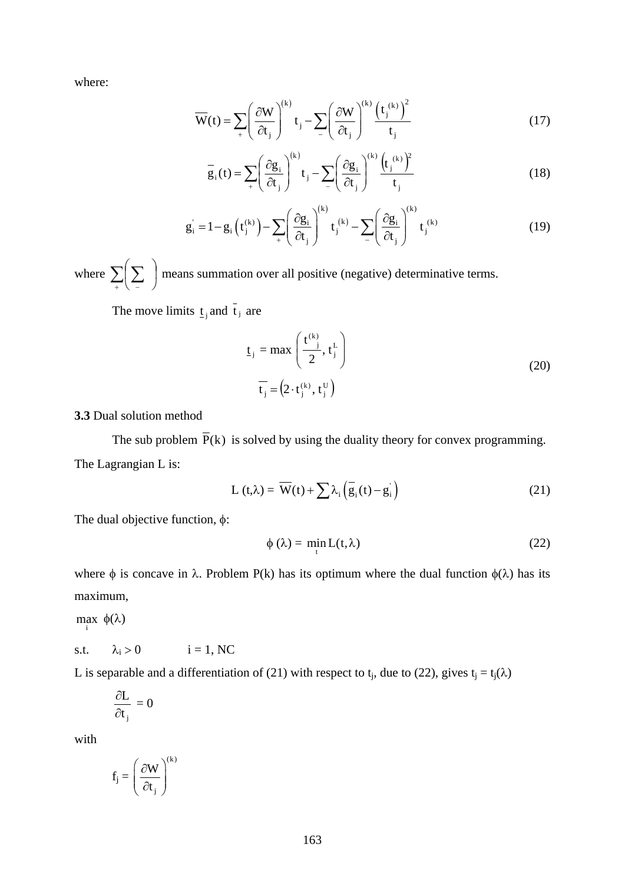where:

$$\overline{W}(t) = \sum_{+} \left( \frac{\partial W}{\partial t_j} \right)^{(k)} t_j - \sum_{-} \left( \frac{\partial W}{\partial t_j} \right)^{(k)} \frac{\left( t_j^{(k)} \right)^2}{t_j} \tag{17}$$

$$\overline{g}_i(t) = \sum_{+} \left( \frac{\partial g_i}{\partial t_j} \right)^{(k)} t_j - \sum_{-} \left( \frac{\partial g_i}{\partial t_j} \right)^{(k)} \frac{\left( t_j^{(k)} \right)^2}{t_j} \tag{18}$$

$$g_i^{'} = 1 - g_i\left(t_j^{(k)}\right) - \sum_{+} \left( \frac{\partial g_i}{\partial t_j} \right)^{(k)} t_j^{(k)} - \sum_{-} \left( \frac{\partial g_i}{\partial t_j} \right)^{(k)} t_j^{(k)} \tag{19}$$

where $\sum_{+} \left( \sum_{-} \right)$ means summation over all positive (negative) determinative terms.

The move limits $\underline{t}_j$ and $\bar{t}_j$ are

$$\underline{t}_j = \max \left( \frac{t_j^{(k)}}{2}, t_j^L \right)$$
$$\overline{t_j} = \left( 2 \cdot t_j^{(k)}, t_j^U \right) \tag{20}$$

**3.3** Dual solution method

The sub problem $\overline{P}(k)$ is solved by using the duality theory for convex programming. The Lagrangian L is:

$$L\,(t,\lambda) = \overline{W}(t) + \sum \lambda_i \left( \overline{g}_i(t) - g_i^{'} \right) \tag{21}$$

The dual objective function, $\phi$:

$$\phi\,(\lambda) = \min_{t} L(t,\lambda) \tag{22}$$

where $\phi$ is concave in $\lambda$. Problem P(k) has its optimum where the dual function $\phi(\lambda)$ has its maximum,

$\max_{i} \ \phi(\lambda)$

s.t. $\quad \lambda_i > 0 \qquad i = 1, NC$

L is separable and a differentiation of (21) with respect to $t_j$, due to (22), gives $t_j = t_j(\lambda)$

$$\frac{\partial L}{\partial t_j} = 0$$

with

$$f_j = \left( \frac{\partial W}{\partial t_j} \right)^{(k)}$$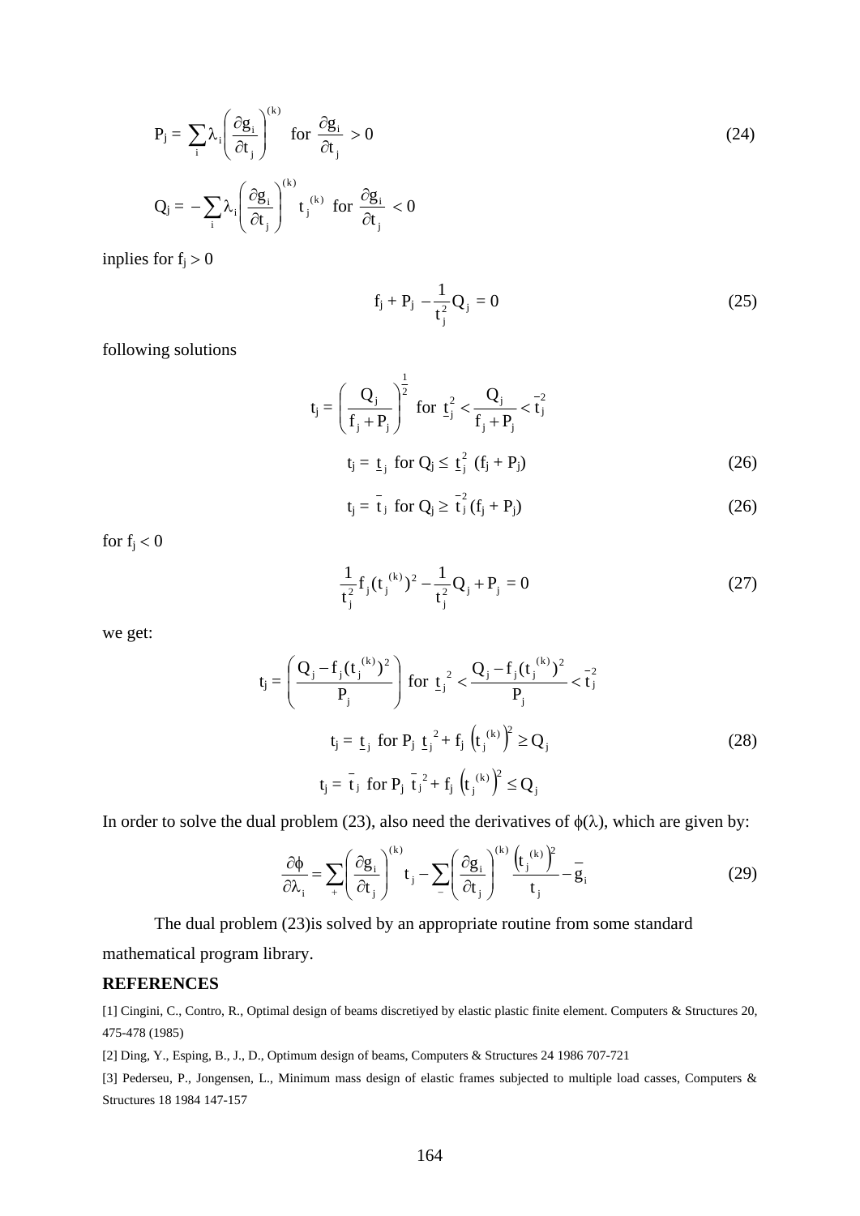$$P_j = \sum_i \lambda_i \left( \frac{\partial g_i}{\partial t_j} \right)^{(k)} \text{ for } \frac{\partial g_i}{\partial t_j} > 0 \tag{24}$$

$$Q_j = -\sum_i \lambda_i \left( \frac{\partial g_i}{\partial t_j} \right)^{(k)} t_j^{(k)} \text{ for } \frac{\partial g_i}{\partial t_j} < 0$$

inplies for $f_j > 0$

$$f_j + P_j - \frac{1}{t_j^2} Q_j = 0 \tag{25}$$

following solutions

$$t_j = \left( \frac{Q_j}{f_j + P_j} \right)^{\frac{1}{2}} \text{ for } \underline{t}_j^2 < \frac{Q_j}{f_j + P_j} < \bar{t}_j^2$$

$$t_j = \underline{t}_j \text{ for } Q_j \leq \underline{t}_j^2 (f_j + P_j) \tag{26}$$

$$t_j = \bar{t}_j \text{ for } Q_j \geq \bar{t}_j^2 (f_j + P_j) \tag{26}$$

for $f_j < 0$

$$\frac{1}{t_j^2} f_j (t_j^{(k)})^2 - \frac{1}{t_j^2} Q_j + P_j = 0 \tag{27}$$

we get:

$$t_j = \left( \frac{Q_j - f_j (t_j^{(k)})^2}{P_j} \right) \text{ for } \underline{t}_j^2 < \frac{Q_j - f_j (t_j^{(k)})^2}{P_j} < \bar{t}_j^2$$

$$t_j = \underline{t}_j \text{ for } P_j \, \underline{t}_j^2 + f_j \left( t_j^{(k)} \right)^2 \geq Q_j \tag{28}$$

$$t_j = \bar{t}_j \text{ for } P_j \, \bar{t}_j^2 + f_j \left( t_j^{(k)} \right)^2 \leq Q_j$$

In order to solve the dual problem (23), also need the derivatives of $\phi(\lambda)$, which are given by:

$$\frac{\partial \phi}{\partial \lambda_i} = \sum_+ \left( \frac{\partial g_i}{\partial t_j} \right)^{(k)} t_j - \sum_- \left( \frac{\partial g_i}{\partial t_j} \right)^{(k)} \frac{\left( t_j^{(k)} \right)^2}{t_j} - \bar{g}_i \tag{29}$$

The dual problem (23)is solved by an appropriate routine from some standard mathematical program library.

## REFERENCES

[1] Cingini, C., Contro, R., Optimal design of beams discretiyed by elastic plastic finite element. Computers & Structures 20, 475-478 (1985)

[2] Ding, Y., Esping, B., J., D., Optimum design of beams, Computers & Structures 24 1986 707-721

[3] Pederseu, P., Jongensen, L., Minimum mass design of elastic frames subjected to multiple load casses, Computers & Structures 18 1984 147-157